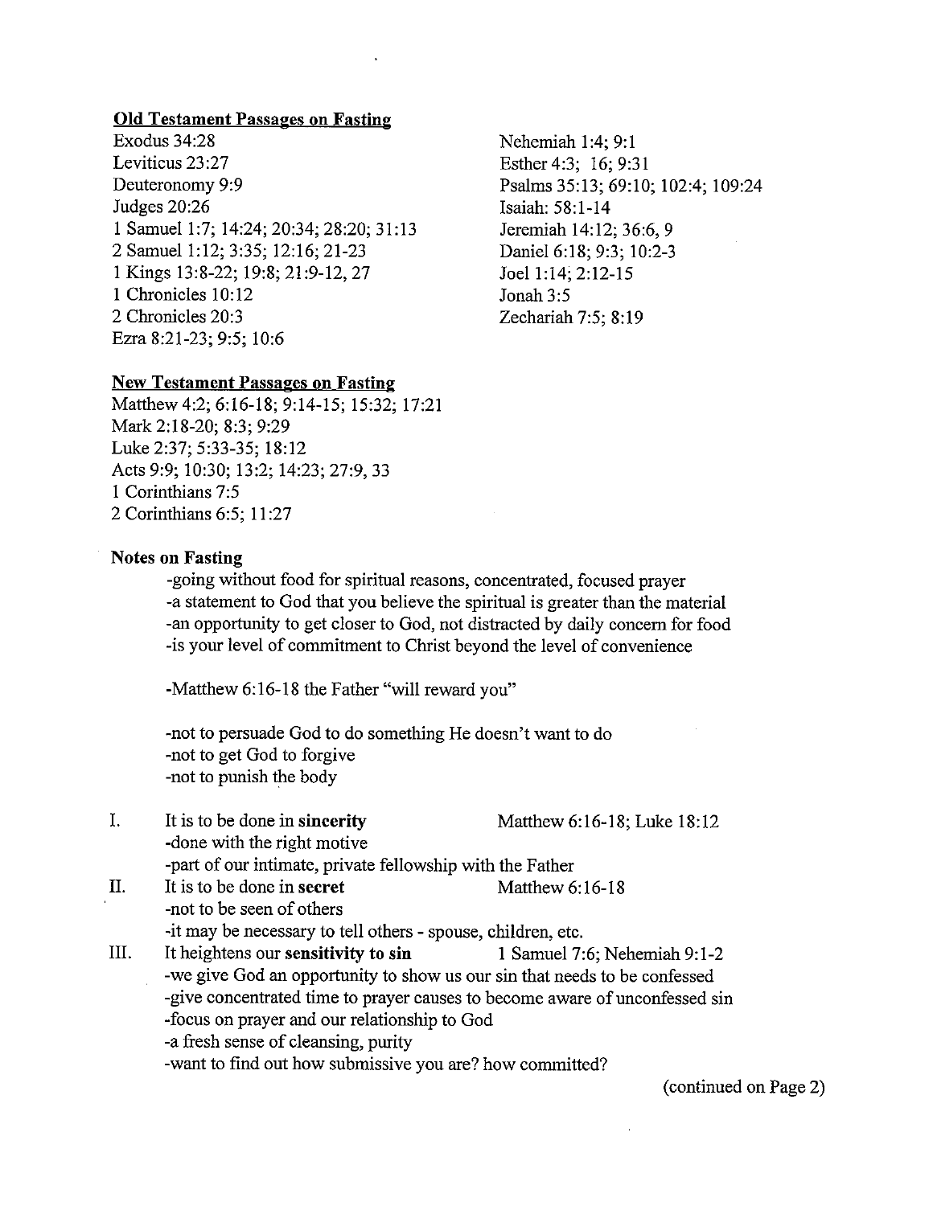## Old Testament Passages on Fasting

Exodus 34:28
Leviticus 23:27
Deuteronomy 9:9
Judges 20:26
1 Samuel 1:7; 14:24; 20:34; 28:20; 31:13
2 Samuel 1:12; 3:35; 12:16; 21-23
1 Kings 13:8-22; 19:8; 21:9-12, 27
1 Chronicles 10:12
2 Chronicles 20:3
Ezra 8:21-23; 9:5; 10:6
Nehemiah 1:4; 9:1
Esther 4:3; 16; 9:31
Psalms 35:13; 69:10; 102:4; 109:24
Isaiah: 58:1-14
Jeremiah 14:12; 36:6, 9
Daniel 6:18; 9:3; 10:2-3
Joel 1:14; 2:12-15
Jonah 3:5
Zechariah 7:5; 8:19

## New Testament Passages on Fasting

Matthew 4:2; 6:16-18; 9:14-15; 15:32; 17:21
Mark 2:18-20; 8:3; 9:29
Luke 2:37; 5:33-35; 18:12
Acts 9:9; 10:30; 13:2; 14:23; 27:9, 33
1 Corinthians 7:5
2 Corinthians 6:5; 11:27

## Notes on Fasting

-going without food for spiritual reasons, concentrated, focused prayer
-a statement to God that you believe the spiritual is greater than the material
-an opportunity to get closer to God, not distracted by daily concern for food
-is your level of commitment to Christ beyond the level of convenience

-Matthew 6:16-18 the Father "will reward you"

-not to persuade God to do something He doesn't want to do
-not to get God to forgive
-not to punish the body

I. It is to be done in **sincerity** Matthew 6:16-18; Luke 18:12
-done with the right motive
-part of our intimate, private fellowship with the Father

II. It is to be done in **secret** Matthew 6:16-18
-not to be seen of others
-it may be necessary to tell others - spouse, children, etc.

III. It heightens our **sensitivity to sin** 1 Samuel 7:6; Nehemiah 9:1-2
-we give God an opportunity to show us our sin that needs to be confessed
-give concentrated time to prayer causes to become aware of unconfessed sin
-focus on prayer and our relationship to God
-a fresh sense of cleansing, purity
-want to find out how submissive you are? how committed?

(continued on Page 2)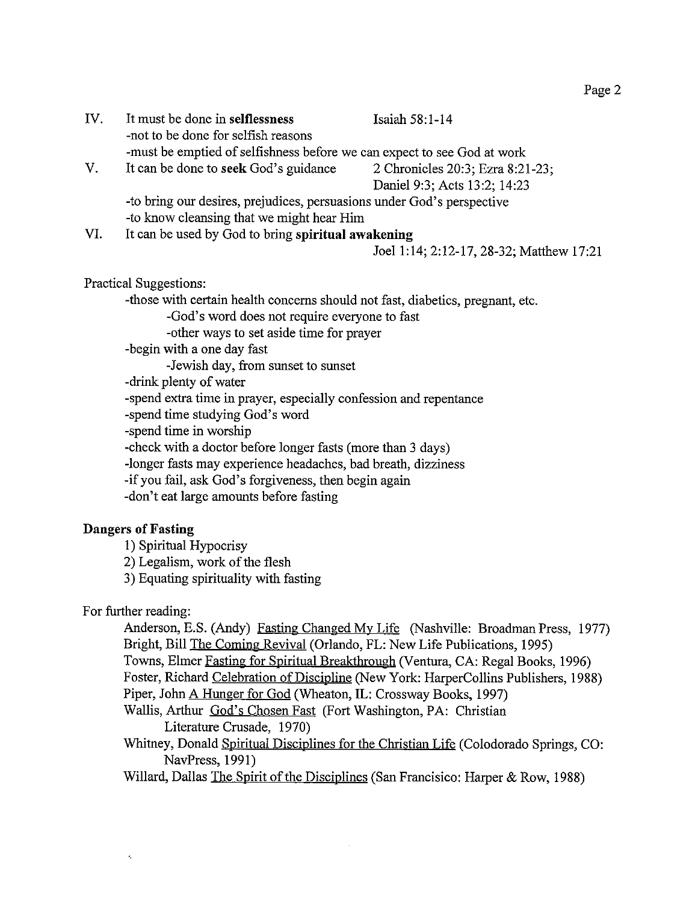IV. It must be done in **selflessness** Isaiah 58:1-14
- not to be done for selfish reasons
- must be emptied of selfishness before we can expect to see God at work

V. It can be done to **seek** God's guidance 2 Chronicles 20:3; Ezra 8:21-23; Daniel 9:3; Acts 13:2; 14:23
- to bring our desires, prejudices, persuasions under God's perspective
- to know cleansing that we might hear Him

VI. It can be used by God to bring **spiritual awakening** Joel 1:14; 2:12-17, 28-32; Matthew 17:21

Practical Suggestions:

- those with certain health concerns should not fast, diabetics, pregnant, etc.
  - God's word does not require everyone to fast
  - other ways to set aside time for prayer
- begin with a one day fast
  - Jewish day, from sunset to sunset
- drink plenty of water
- spend extra time in prayer, especially confession and repentance
- spend time studying God's word
- spend time in worship
- check with a doctor before longer fasts (more than 3 days)
- longer fasts may experience headaches, bad breath, dizziness
- if you fail, ask God's forgiveness, then begin again
- don't eat large amounts before fasting

**Dangers of Fasting**

1) Spiritual Hypocrisy
2) Legalism, work of the flesh
3) Equating spirituality with fasting

For further reading:

Anderson, E.S. (Andy) Fasting Changed My Life (Nashville: Broadman Press, 1977)

Bright, Bill The Coming Revival (Orlando, FL: New Life Publications, 1995)

Towns, Elmer Fasting for Spiritual Breakthrough (Ventura, CA: Regal Books, 1996)

Foster, Richard Celebration of Discipline (New York: HarperCollins Publishers, 1988)

Piper, John A Hunger for God (Wheaton, IL: Crossway Books, 1997)

Wallis, Arthur God's Chosen Fast (Fort Washington, PA: Christian Literature Crusade, 1970)

Whitney, Donald Spiritual Disciplines for the Christian Life (Colodorado Springs, CO: NavPress, 1991)

Willard, Dallas The Spirit of the Disciplines (San Francisico: Harper & Row, 1988)